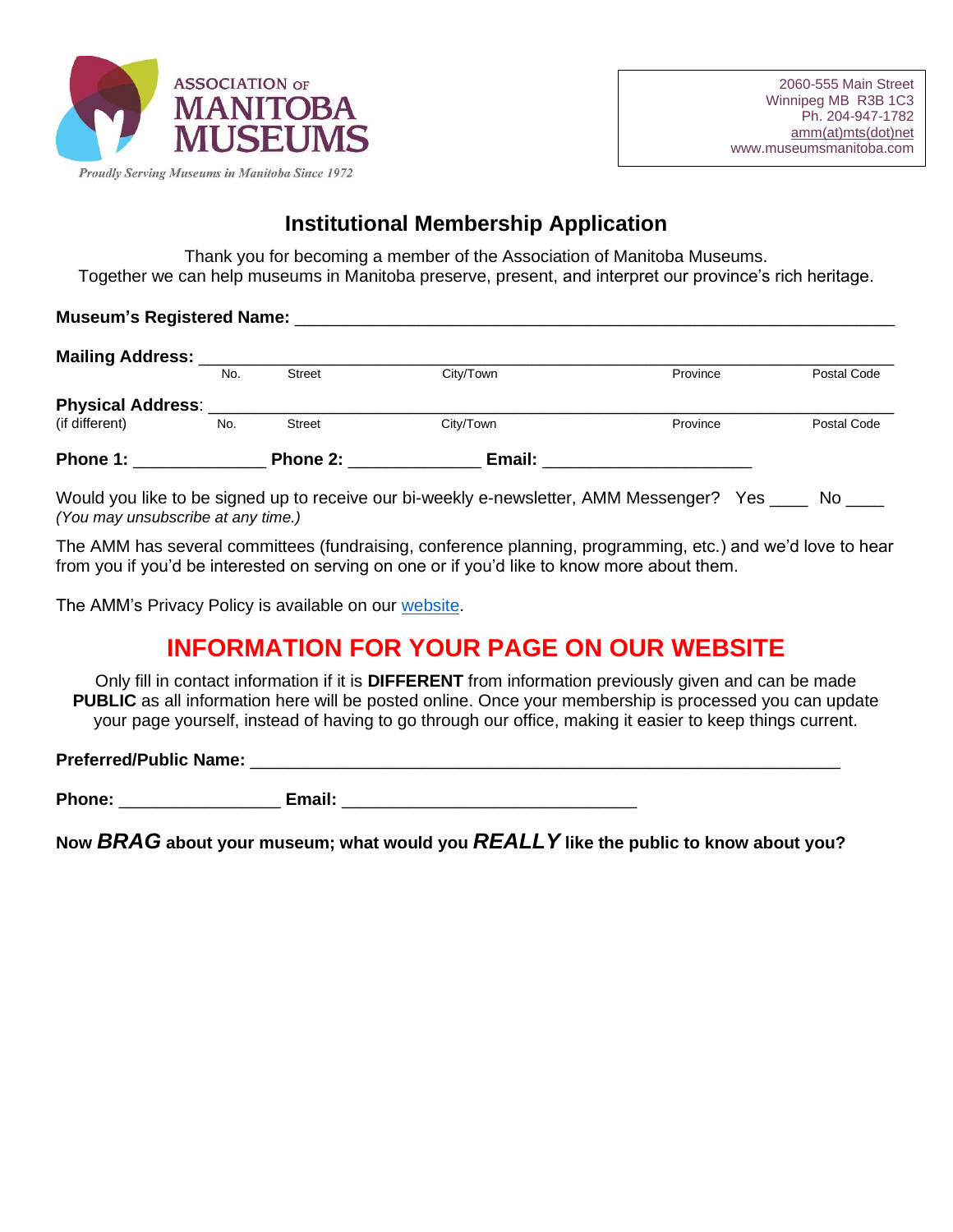ASSOCIATION OF MANITOBA MUSEUMS

*Proudly Serving Museums in Manitoba Since 1972*

2060-555 Main Street
Winnipeg MB R3B 1C3
Ph. 204-947-1782
amm(at)mts(dot)net
www.museumsmanitoba.com

# Institutional Membership Application

Thank you for becoming a member of the Association of Manitoba Museums.
Together we can help museums in Manitoba preserve, present, and interpret our province's rich heritage.

**Museum's Registered Name:** ____________________________________________________________

**Mailing Address:** ______________________________________________________________________
No. Street City/Town Province Postal Code

**Physical Address**: ____________________________________________________________________
(if different) No. Street City/Town Province Postal Code

**Phone 1:** _____________ **Phone 2:** _____________ **Email:** _____________________

Would you like to be signed up to receive our bi-weekly e-newsletter, AMM Messenger? Yes ____ No ____
*(You may unsubscribe at any time.)*

The AMM has several committees (fundraising, conference planning, programming, etc.) and we'd love to hear from you if you'd be interested on serving on one or if you'd like to know more about them.

The AMM's Privacy Policy is available on our website.

## INFORMATION FOR YOUR PAGE ON OUR WEBSITE

Only fill in contact information if it is **DIFFERENT** from information previously given and can be made **PUBLIC** as all information here will be posted online. Once your membership is processed you can update your page yourself, instead of having to go through our office, making it easier to keep things current.

**Preferred/Public Name:** ____________________________________________________________

**Phone:** ________________ **Email:** ______________________________

**Now *BRAG* about your museum; what would you *REALLY* like the public to know about you?**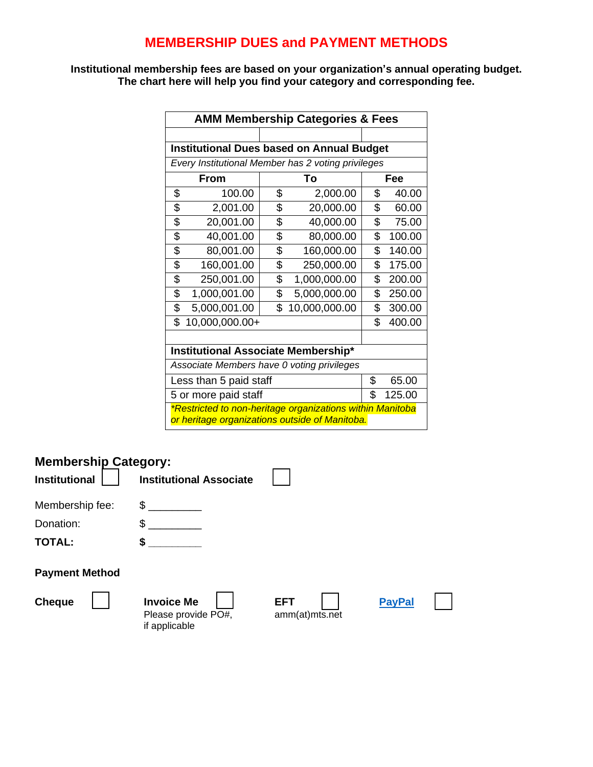# MEMBERSHIP DUES and PAYMENT METHODS

**Institutional membership fees are based on your organization's annual operating budget. The chart here will help you find your category and corresponding fee.**

| AMM Membership Categories & Fees | | |
|---|---|---|
| | | |
| **Institutional Dues based on Annual Budget** | | |
| *Every Institutional Member has 2 voting privileges* | | |
| **From** | **To** | **Fee** |
| $ 100.00 | $ 2,000.00 | $ 40.00 |
| $ 2,001.00 | $ 20,000.00 | $ 60.00 |
| $ 20,001.00 | $ 40,000.00 | $ 75.00 |
| $ 40,001.00 | $ 80,000.00 | $ 100.00 |
| $ 80,001.00 | $ 160,000.00 | $ 140.00 |
| $ 160,001.00 | $ 250,000.00 | $ 175.00 |
| $ 250,001.00 | $ 1,000,000.00 | $ 200.00 |
| $ 1,000,001.00 | $ 5,000,000.00 | $ 250.00 |
| $ 5,000,001.00 | $ 10,000,000.00 | $ 300.00 |
| $ 10,000,000.00+ | | $ 400.00 |
| | | |
| **Institutional Associate Membership*** | | |
| *Associate Members have 0 voting privileges* | | |
| Less than 5 paid staff | | $ 65.00 |
| 5 or more paid staff | | $ 125.00 |
| *\*Restricted to non-heritage organizations within Manitoba or heritage organizations outside of Manitoba.* | | |

## Membership Category:

**Institutional** ☐ **Institutional Associate** ☐

Membership fee: $ _________

Donation: $ _________

**TOTAL:** **$ _________**

**Payment Method**

**Cheque** ☐

**Invoice Me** ☐
Please provide PO#, if applicable

**EFT** ☐
amm(at)mts.net

**PayPal** ☐